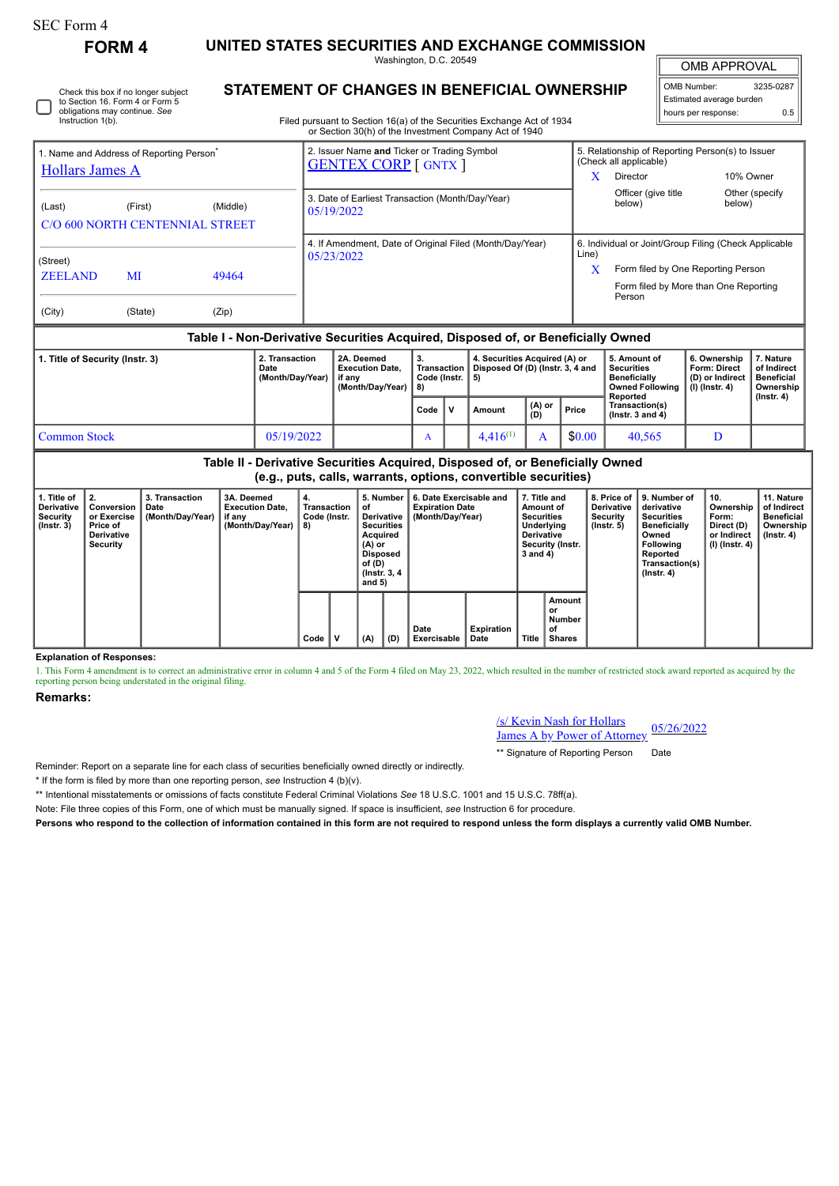SEC Form 4

# FORM 4

## UNITED STATES SECURITIES AND EXCHANGE COMMISSION

Washington, D.C. 20549

## STATEMENT OF CHANGES IN BENEFICIAL OWNERSHIP

Filed pursuant to Section 16(a) of the Securities Exchange Act of 1934 or Section 30(h) of the Investment Company Act of 1940

| OMB APPROVAL | |
|---|---|
| OMB Number: | 3235-0287 |
| Estimated average burden hours per response: | 0.5 |

☐ Check this box if no longer subject to Section 16. Form 4 or Form 5 obligations may continue. *See* Instruction 1(b).

| 1. Name and Address of Reporting Person* | 2. Issuer Name and Ticker or Trading Symbol | 5. Relationship of Reporting Person(s) to Issuer (Check all applicable) |
|---|---|---|
| Hollars James A | GENTEX CORP [ GNTX ] | X Director / 10% Owner / Officer (give title below) / Other (specify below) |
| (Last) (First) (Middle) C/O 600 NORTH CENTENNIAL STREET | 3. Date of Earliest Transaction (Month/Day/Year) 05/19/2022 | |
| (Street) ZEELAND MI 49464 (City) (State) (Zip) | 4. If Amendment, Date of Original Filed (Month/Day/Year) 05/23/2022 | 6. Individual or Joint/Group Filing (Check Applicable Line) X Form filed by One Reporting Person / Form filed by More than One Reporting Person |

### Table I - Non-Derivative Securities Acquired, Disposed of, or Beneficially Owned

| 1. Title of Security (Instr. 3) | 2. Transaction Date (Month/Day/Year) | 2A. Deemed Execution Date, if any (Month/Day/Year) | 3. Transaction Code (Instr. 8) | | 4. Securities Acquired (A) or Disposed Of (D) (Instr. 3, 4 and 5) | | | 5. Amount of Securities Beneficially Owned Following Reported Transaction(s) (Instr. 3 and 4) | 6. Ownership Form: Direct (D) or Indirect (I) (Instr. 4) | 7. Nature of Indirect Beneficial Ownership (Instr. 4) |
|---|---|---|---|---|---|---|---|---|---|---|
| | | | Code | V | Amount | (A) or (D) | Price | | | |
| Common Stock | 05/19/2022 | | A | | 4,416[1] | A | $0.00 | 40,565 | D | |

### Table II - Derivative Securities Acquired, Disposed of, or Beneficially Owned (e.g., puts, calls, warrants, options, convertible securities)

| 1. Title of Derivative Security (Instr. 3) | 2. Conversion or Exercise Price of Derivative Security | 3. Transaction Date (Month/Day/Year) | 3A. Deemed Execution Date, if any (Month/Day/Year) | 4. Transaction Code (Instr. 8) | | 5. Number of Derivative Securities Acquired (A) or Disposed of (D) (Instr. 3, 4 and 5) | | 6. Date Exercisable and Expiration Date (Month/Day/Year) | | 7. Title and Amount of Securities Underlying Derivative Security (Instr. 3 and 4) | | 8. Price of Derivative Security (Instr. 5) | 9. Number of derivative Securities Beneficially Owned Following Reported Transaction(s) (Instr. 4) | 10. Ownership Form: Direct (D) or Indirect (I) (Instr. 4) | 11. Nature of Indirect Beneficial Ownership (Instr. 4) |
|---|---|---|---|---|---|---|---|---|---|---|---|---|---|---|---|
| | | | | Code | V | (A) | (D) | Date Exercisable | Expiration Date | Title | Amount or Number of Shares | | | | |

**Explanation of Responses:**

1. This Form 4 amendment is to correct an administrative error in column 4 and 5 of the Form 4 filed on May 23, 2022, which resulted in the number of restricted stock award reported as acquired by the reporting person being understated in the original filing.

**Remarks:**

/s/ Kevin Nash for Hollars James A by Power of Attorney — 05/26/2022

** Signature of Reporting Person — Date

Reminder: Report on a separate line for each class of securities beneficially owned directly or indirectly.

* If the form is filed by more than one reporting person, *see* Instruction 4 (b)(v).

** Intentional misstatements or omissions of facts constitute Federal Criminal Violations *See* 18 U.S.C. 1001 and 15 U.S.C. 78ff(a).

Note: File three copies of this Form, one of which must be manually signed. If space is insufficient, *see* Instruction 6 for procedure.

**Persons who respond to the collection of information contained in this form are not required to respond unless the form displays a currently valid OMB Number.**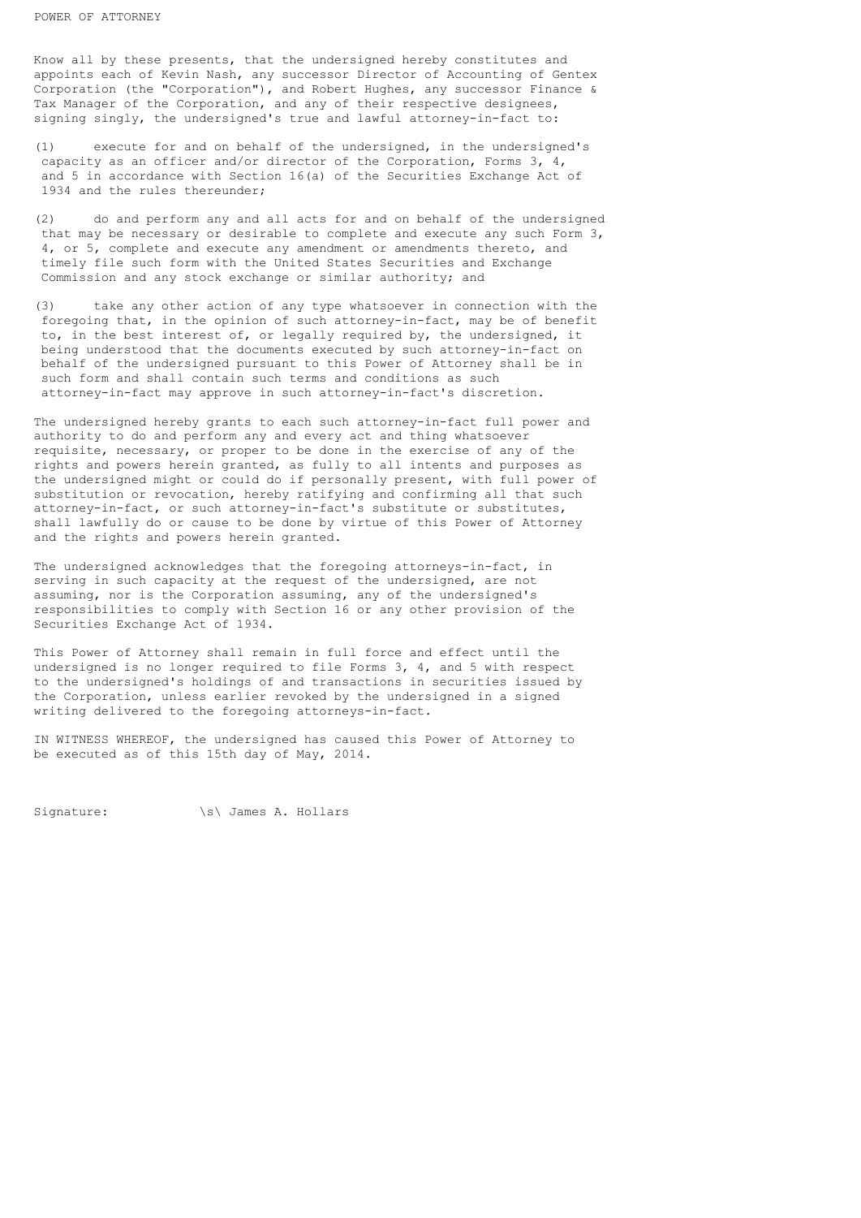# POWER OF ATTORNEY

Know all by these presents, that the undersigned hereby constitutes and appoints each of Kevin Nash, any successor Director of Accounting of Gentex Corporation (the "Corporation"), and Robert Hughes, any successor Finance & Tax Manager of the Corporation, and any of their respective designees, signing singly, the undersigned's true and lawful attorney-in-fact to:

(1) execute for and on behalf of the undersigned, in the undersigned's capacity as an officer and/or director of the Corporation, Forms 3, 4, and 5 in accordance with Section 16(a) of the Securities Exchange Act of 1934 and the rules thereunder;

(2) do and perform any and all acts for and on behalf of the undersigned that may be necessary or desirable to complete and execute any such Form 3, 4, or 5, complete and execute any amendment or amendments thereto, and timely file such form with the United States Securities and Exchange Commission and any stock exchange or similar authority; and

(3) take any other action of any type whatsoever in connection with the foregoing that, in the opinion of such attorney-in-fact, may be of benefit to, in the best interest of, or legally required by, the undersigned, it being understood that the documents executed by such attorney-in-fact on behalf of the undersigned pursuant to this Power of Attorney shall be in such form and shall contain such terms and conditions as such attorney-in-fact may approve in such attorney-in-fact's discretion.

The undersigned hereby grants to each such attorney-in-fact full power and authority to do and perform any and every act and thing whatsoever requisite, necessary, or proper to be done in the exercise of any of the rights and powers herein granted, as fully to all intents and purposes as the undersigned might or could do if personally present, with full power of substitution or revocation, hereby ratifying and confirming all that such attorney-in-fact, or such attorney-in-fact's substitute or substitutes, shall lawfully do or cause to be done by virtue of this Power of Attorney and the rights and powers herein granted.

The undersigned acknowledges that the foregoing attorneys-in-fact, in serving in such capacity at the request of the undersigned, are not assuming, nor is the Corporation assuming, any of the undersigned's responsibilities to comply with Section 16 or any other provision of the Securities Exchange Act of 1934.

This Power of Attorney shall remain in full force and effect until the undersigned is no longer required to file Forms 3, 4, and 5 with respect to the undersigned's holdings of and transactions in securities issued by the Corporation, unless earlier revoked by the undersigned in a signed writing delivered to the foregoing attorneys-in-fact.

IN WITNESS WHEREOF, the undersigned has caused this Power of Attorney to be executed as of this 15th day of May, 2014.

Signature: \s\ James A. Hollars